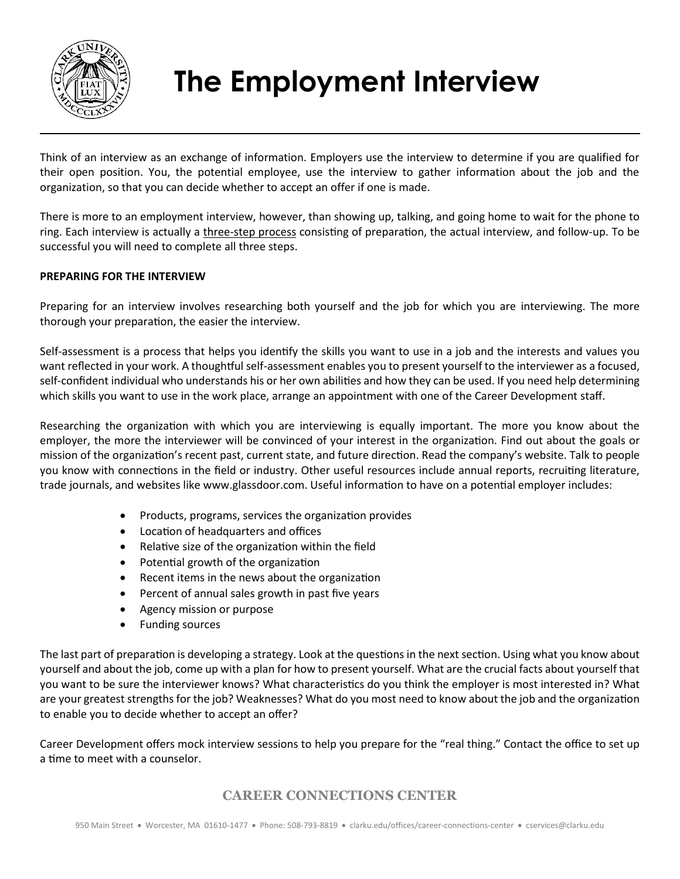# The Employment Interview

Think of an interview as an exchange of information. Employers use the interview to determine if you are qualified for their open position. You, the potential employee, use the interview to gather information about the job and the organization, so that you can decide whether to accept an offer if one is made.

There is more to an employment interview, however, than showing up, talking, and going home to wait for the phone to ring. Each interview is actually a three-step process consisting of preparation, the actual interview, and follow-up. To be successful you will need to complete all three steps.

**PREPARING FOR THE INTERVIEW**

Preparing for an interview involves researching both yourself and the job for which you are interviewing. The more thorough your preparation, the easier the interview.

Self-assessment is a process that helps you identify the skills you want to use in a job and the interests and values you want reflected in your work. A thoughtful self-assessment enables you to present yourself to the interviewer as a focused, self-confident individual who understands his or her own abilities and how they can be used. If you need help determining which skills you want to use in the work place, arrange an appointment with one of the Career Development staff.

Researching the organization with which you are interviewing is equally important. The more you know about the employer, the more the interviewer will be convinced of your interest in the organization. Find out about the goals or mission of the organization's recent past, current state, and future direction. Read the company's website. Talk to people you know with connections in the field or industry. Other useful resources include annual reports, recruiting literature, trade journals, and websites like www.glassdoor.com. Useful information to have on a potential employer includes:

- Products, programs, services the organization provides
- Location of headquarters and offices
- Relative size of the organization within the field
- Potential growth of the organization
- Recent items in the news about the organization
- Percent of annual sales growth in past five years
- Agency mission or purpose
- Funding sources

The last part of preparation is developing a strategy. Look at the questions in the next section. Using what you know about yourself and about the job, come up with a plan for how to present yourself. What are the crucial facts about yourself that you want to be sure the interviewer knows? What characteristics do you think the employer is most interested in? What are your greatest strengths for the job? Weaknesses? What do you most need to know about the job and the organization to enable you to decide whether to accept an offer?

Career Development offers mock interview sessions to help you prepare for the "real thing." Contact the office to set up a time to meet with a counselor.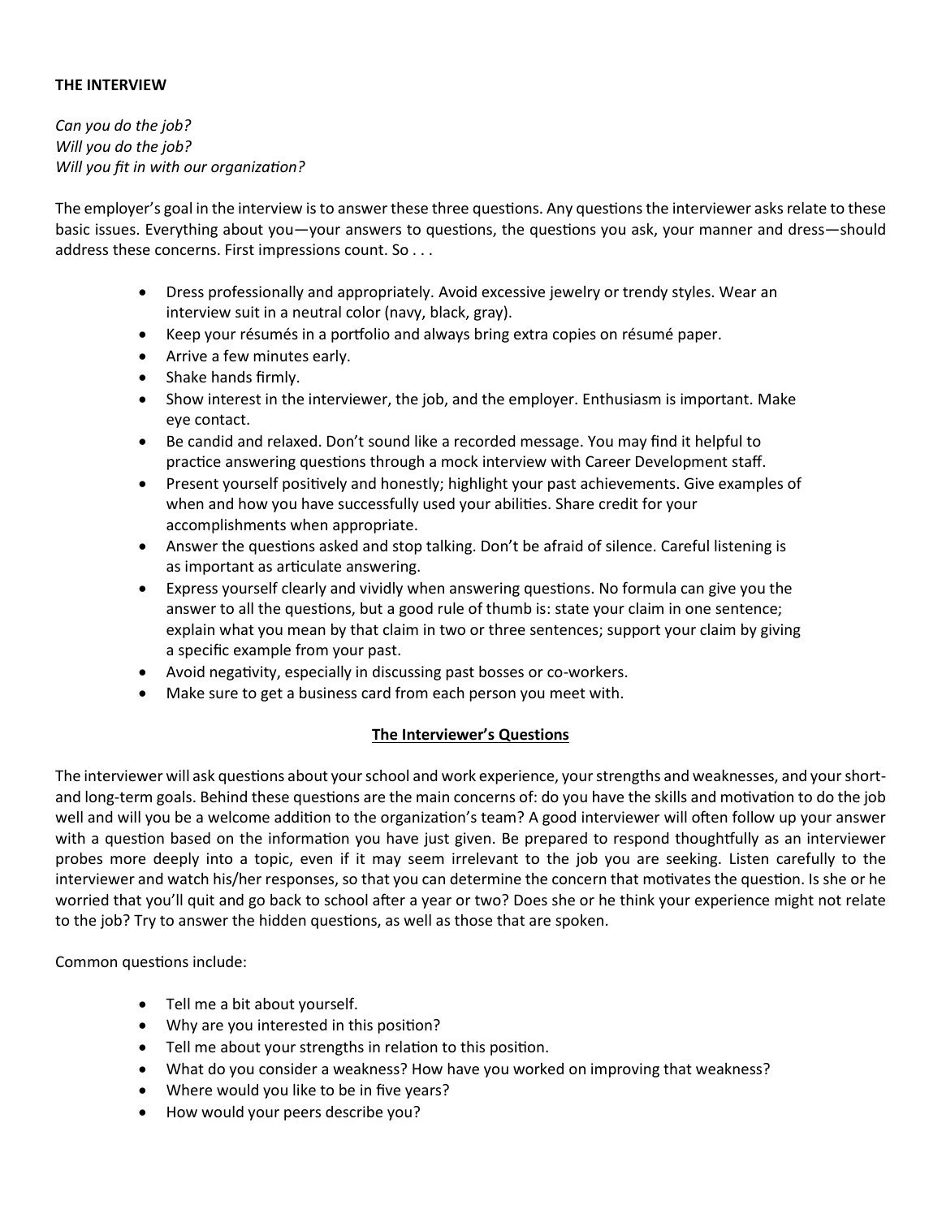**THE INTERVIEW**

*Can you do the job?*
*Will you do the job?*
*Will you fit in with our organization?*

The employer's goal in the interview is to answer these three questions. Any questions the interviewer asks relate to these basic issues. Everything about you—your answers to questions, the questions you ask, your manner and dress—should address these concerns. First impressions count. So . . .

- Dress professionally and appropriately. Avoid excessive jewelry or trendy styles. Wear an interview suit in a neutral color (navy, black, gray).
- Keep your résumés in a portfolio and always bring extra copies on résumé paper.
- Arrive a few minutes early.
- Shake hands firmly.
- Show interest in the interviewer, the job, and the employer. Enthusiasm is important. Make eye contact.
- Be candid and relaxed. Don't sound like a recorded message. You may find it helpful to practice answering questions through a mock interview with Career Development staff.
- Present yourself positively and honestly; highlight your past achievements. Give examples of when and how you have successfully used your abilities. Share credit for your accomplishments when appropriate.
- Answer the questions asked and stop talking. Don't be afraid of silence. Careful listening is as important as articulate answering.
- Express yourself clearly and vividly when answering questions. No formula can give you the answer to all the questions, but a good rule of thumb is: state your claim in one sentence; explain what you mean by that claim in two or three sentences; support your claim by giving a specific example from your past.
- Avoid negativity, especially in discussing past bosses or co-workers.
- Make sure to get a business card from each person you meet with.

## The Interviewer's Questions

The interviewer will ask questions about your school and work experience, your strengths and weaknesses, and your short- and long-term goals. Behind these questions are the main concerns of: do you have the skills and motivation to do the job well and will you be a welcome addition to the organization's team? A good interviewer will often follow up your answer with a question based on the information you have just given. Be prepared to respond thoughtfully as an interviewer probes more deeply into a topic, even if it may seem irrelevant to the job you are seeking. Listen carefully to the interviewer and watch his/her responses, so that you can determine the concern that motivates the question. Is she or he worried that you'll quit and go back to school after a year or two? Does she or he think your experience might not relate to the job? Try to answer the hidden questions, as well as those that are spoken.

Common questions include:

- Tell me a bit about yourself.
- Why are you interested in this position?
- Tell me about your strengths in relation to this position.
- What do you consider a weakness? How have you worked on improving that weakness?
- Where would you like to be in five years?
- How would your peers describe you?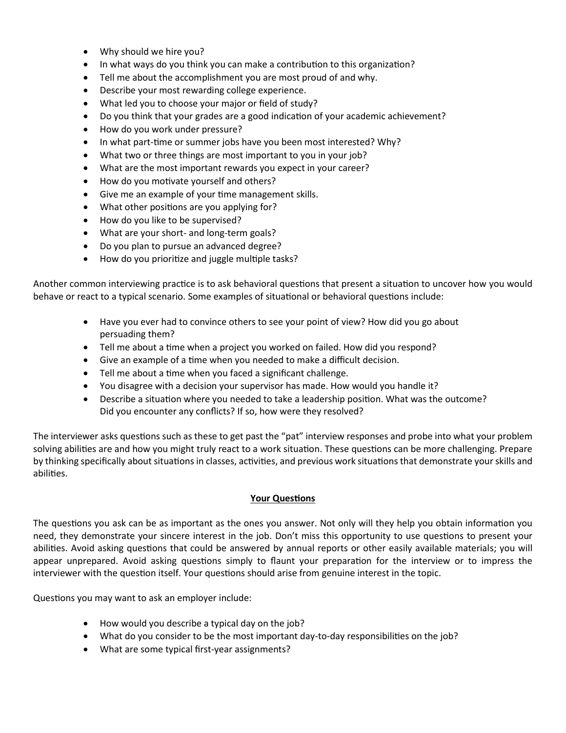- Why should we hire you?
- In what ways do you think you can make a contribution to this organization?
- Tell me about the accomplishment you are most proud of and why.
- Describe your most rewarding college experience.
- What led you to choose your major or field of study?
- Do you think that your grades are a good indication of your academic achievement?
- How do you work under pressure?
- In what part-time or summer jobs have you been most interested? Why?
- What two or three things are most important to you in your job?
- What are the most important rewards you expect in your career?
- How do you motivate yourself and others?
- Give me an example of your time management skills.
- What other positions are you applying for?
- How do you like to be supervised?
- What are your short- and long-term goals?
- Do you plan to pursue an advanced degree?
- How do you prioritize and juggle multiple tasks?

Another common interviewing practice is to ask behavioral questions that present a situation to uncover how you would behave or react to a typical scenario. Some examples of situational or behavioral questions include:

- Have you ever had to convince others to see your point of view? How did you go about persuading them?
- Tell me about a time when a project you worked on failed. How did you respond?
- Give an example of a time when you needed to make a difficult decision.
- Tell me about a time when you faced a significant challenge.
- You disagree with a decision your supervisor has made. How would you handle it?
- Describe a situation where you needed to take a leadership position. What was the outcome? Did you encounter any conflicts? If so, how were they resolved?

The interviewer asks questions such as these to get past the "pat" interview responses and probe into what your problem solving abilities are and how you might truly react to a work situation. These questions can be more challenging. Prepare by thinking specifically about situations in classes, activities, and previous work situations that demonstrate your skills and abilities.

## Your Questions

The questions you ask can be as important as the ones you answer. Not only will they help you obtain information you need, they demonstrate your sincere interest in the job. Don't miss this opportunity to use questions to present your abilities. Avoid asking questions that could be answered by annual reports or other easily available materials; you will appear unprepared. Avoid asking questions simply to flaunt your preparation for the interview or to impress the interviewer with the question itself. Your questions should arise from genuine interest in the topic.

Questions you may want to ask an employer include:

- How would you describe a typical day on the job?
- What do you consider to be the most important day-to-day responsibilities on the job?
- What are some typical first-year assignments?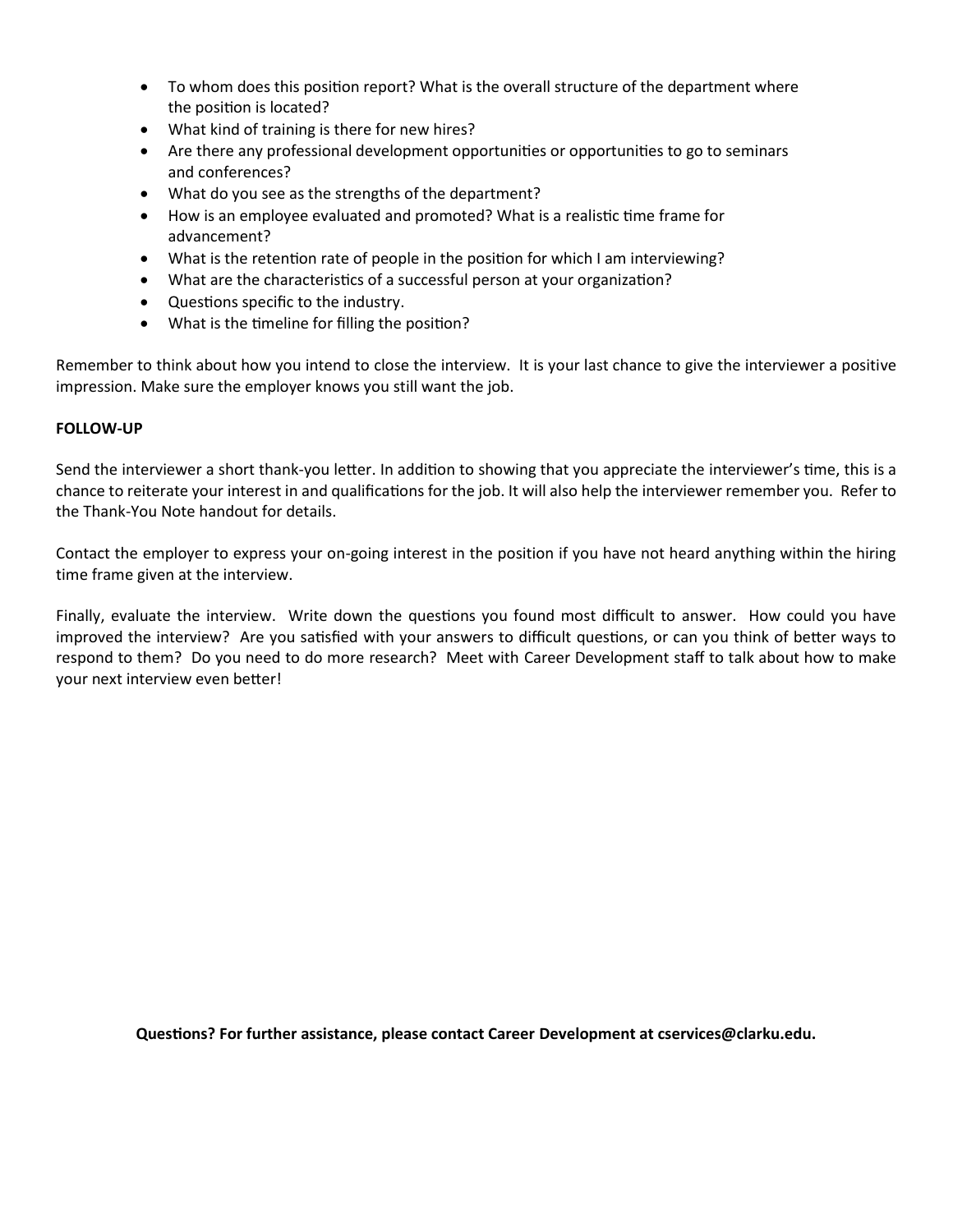- To whom does this position report? What is the overall structure of the department where the position is located?
- What kind of training is there for new hires?
- Are there any professional development opportunities or opportunities to go to seminars and conferences?
- What do you see as the strengths of the department?
- How is an employee evaluated and promoted? What is a realistic time frame for advancement?
- What is the retention rate of people in the position for which I am interviewing?
- What are the characteristics of a successful person at your organization?
- Questions specific to the industry.
- What is the timeline for filling the position?

Remember to think about how you intend to close the interview. It is your last chance to give the interviewer a positive impression. Make sure the employer knows you still want the job.

**FOLLOW-UP**

Send the interviewer a short thank-you letter. In addition to showing that you appreciate the interviewer's time, this is a chance to reiterate your interest in and qualifications for the job. It will also help the interviewer remember you. Refer to the Thank-You Note handout for details.

Contact the employer to express your on-going interest in the position if you have not heard anything within the hiring time frame given at the interview.

Finally, evaluate the interview. Write down the questions you found most difficult to answer. How could you have improved the interview? Are you satisfied with your answers to difficult questions, or can you think of better ways to respond to them? Do you need to do more research? Meet with Career Development staff to talk about how to make your next interview even better!

**Questions? For further assistance, please contact Career Development at cservices@clarku.edu.**